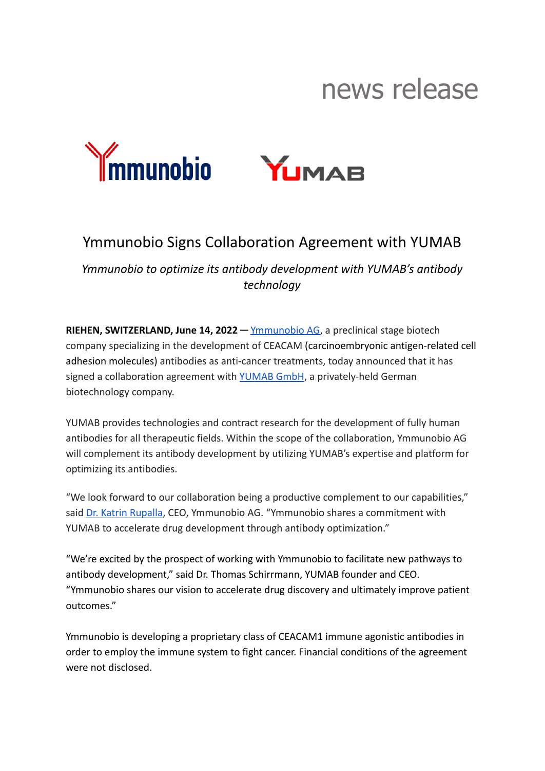news release

Ymmunobio YUMAB

# Ymmunobio Signs Collaboration Agreement with YUMAB

*Ymmunobio to optimize its antibody development with YUMAB's antibody technology*

**RIEHEN, SWITZERLAND, June 14, 2022 —** Ymmunobio AG, a preclinical stage biotech company specializing in the development of CEACAM (carcinoembryonic antigen-related cell adhesion molecules) antibodies as anti-cancer treatments, today announced that it has signed a collaboration agreement with YUMAB GmbH, a privately-held German biotechnology company.

YUMAB provides technologies and contract research for the development of fully human antibodies for all therapeutic fields. Within the scope of the collaboration, Ymmunobio AG will complement its antibody development by utilizing YUMAB's expertise and platform for optimizing its antibodies.

"We look forward to our collaboration being a productive complement to our capabilities," said Dr. Katrin Rupalla, CEO, Ymmunobio AG. "Ymmunobio shares a commitment with YUMAB to accelerate drug development through antibody optimization."

"We're excited by the prospect of working with Ymmunobio to facilitate new pathways to antibody development," said Dr. Thomas Schirrmann, YUMAB founder and CEO. "Ymmunobio shares our vision to accelerate drug discovery and ultimately improve patient outcomes."

Ymmunobio is developing a proprietary class of CEACAM1 immune agonistic antibodies in order to employ the immune system to fight cancer. Financial conditions of the agreement were not disclosed.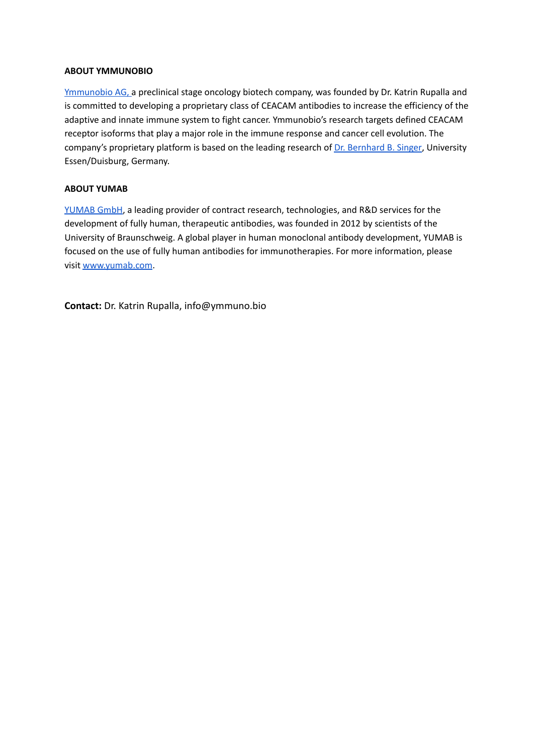**ABOUT YMMUNOBIO**

Ymmunobio AG, a preclinical stage oncology biotech company, was founded by Dr. Katrin Rupalla and is committed to developing a proprietary class of CEACAM antibodies to increase the efficiency of the adaptive and innate immune system to fight cancer. Ymmunobio's research targets defined CEACAM receptor isoforms that play a major role in the immune response and cancer cell evolution. The company's proprietary platform is based on the leading research of Dr. Bernhard B. Singer, University Essen/Duisburg, Germany.

**ABOUT YUMAB**

YUMAB GmbH, a leading provider of contract research, technologies, and R&D services for the development of fully human, therapeutic antibodies, was founded in 2012 by scientists of the University of Braunschweig. A global player in human monoclonal antibody development, YUMAB is focused on the use of fully human antibodies for immunotherapies. For more information, please visit www.yumab.com.

**Contact:** Dr. Katrin Rupalla, info@ymmuno.bio